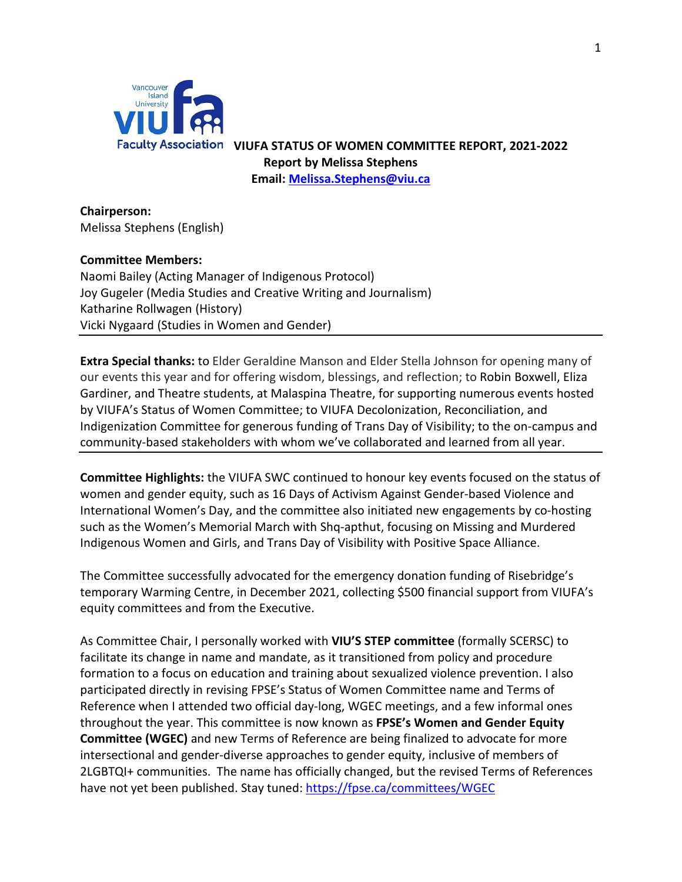# VIUFA STATUS OF WOMEN COMMITTEE REPORT, 2021-2022

**Report by Melissa Stephens**
**Email: [Melissa.Stephens@viu.ca](mailto:Melissa.Stephens@viu.ca)**

**Chairperson:**
Melissa Stephens (English)

**Committee Members:**
Naomi Bailey (Acting Manager of Indigenous Protocol)
Joy Gugeler (Media Studies and Creative Writing and Journalism)
Katharine Rollwagen (History)
Vicki Nygaard (Studies in Women and Gender)

---

**Extra Special thanks:** to Elder Geraldine Manson and Elder Stella Johnson for opening many of our events this year and for offering wisdom, blessings, and reflection; to Robin Boxwell, Eliza Gardiner, and Theatre students, at Malaspina Theatre, for supporting numerous events hosted by VIUFA's Status of Women Committee; to VIUFA Decolonization, Reconciliation, and Indigenization Committee for generous funding of Trans Day of Visibility; to the on-campus and community-based stakeholders with whom we've collaborated and learned from all year.

---

**Committee Highlights:** the VIUFA SWC continued to honour key events focused on the status of women and gender equity, such as 16 Days of Activism Against Gender-based Violence and International Women's Day, and the committee also initiated new engagements by co-hosting such as the Women's Memorial March with Shq-apthut, focusing on Missing and Murdered Indigenous Women and Girls, and Trans Day of Visibility with Positive Space Alliance.

The Committee successfully advocated for the emergency donation funding of Risebridge's temporary Warming Centre, in December 2021, collecting $500 financial support from VIUFA's equity committees and from the Executive.

As Committee Chair, I personally worked with **VIU'S STEP committee** (formally SCERSC) to facilitate its change in name and mandate, as it transitioned from policy and procedure formation to a focus on education and training about sexualized violence prevention. I also participated directly in revising FPSE's Status of Women Committee name and Terms of Reference when I attended two official day-long, WGEC meetings, and a few informal ones throughout the year. This committee is now known as **FPSE's Women and Gender Equity Committee (WGEC)** and new Terms of Reference are being finalized to advocate for more intersectional and gender-diverse approaches to gender equity, inclusive of members of 2LGBTQI+ communities. The name has officially changed, but the revised Terms of References have not yet been published. Stay tuned: [https://fpse.ca/committees/WGEC](https://fpse.ca/committees/WGEC)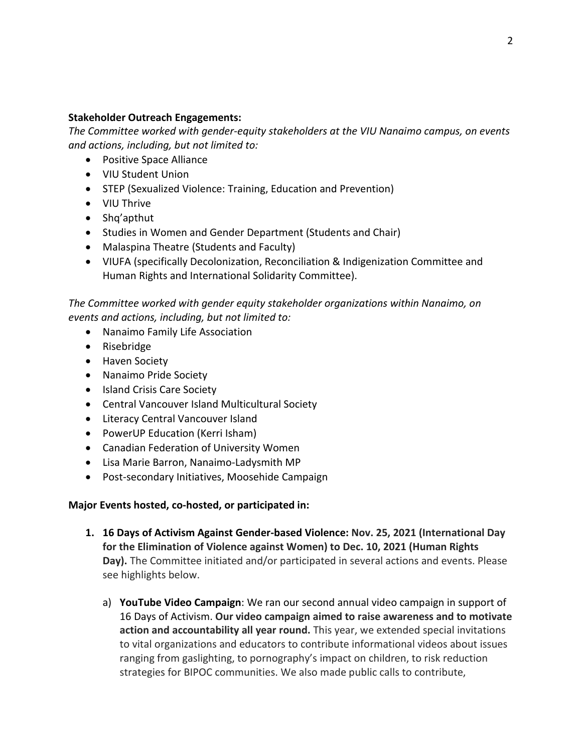**Stakeholder Outreach Engagements:**

*The Committee worked with gender-equity stakeholders at the VIU Nanaimo campus, on events and actions, including, but not limited to:*

- Positive Space Alliance
- VIU Student Union
- STEP (Sexualized Violence: Training, Education and Prevention)
- VIU Thrive
- Shq'apthut
- Studies in Women and Gender Department (Students and Chair)
- Malaspina Theatre (Students and Faculty)
- VIUFA (specifically Decolonization, Reconciliation & Indigenization Committee and Human Rights and International Solidarity Committee).

*The Committee worked with gender equity stakeholder organizations within Nanaimo, on events and actions, including, but not limited to:*

- Nanaimo Family Life Association
- Risebridge
- Haven Society
- Nanaimo Pride Society
- Island Crisis Care Society
- Central Vancouver Island Multicultural Society
- Literacy Central Vancouver Island
- PowerUP Education (Kerri Isham)
- Canadian Federation of University Women
- Lisa Marie Barron, Nanaimo-Ladysmith MP
- Post-secondary Initiatives, Moosehide Campaign

**Major Events hosted, co-hosted, or participated in:**

1. **16 Days of Activism Against Gender-based Violence: Nov. 25, 2021 (International Day for the Elimination of Violence against Women) to Dec. 10, 2021 (Human Rights Day).** The Committee initiated and/or participated in several actions and events. Please see highlights below.

   a) **YouTube Video Campaign**: We ran our second annual video campaign in support of 16 Days of Activism. **Our video campaign aimed to raise awareness and to motivate action and accountability all year round.** This year, we extended special invitations to vital organizations and educators to contribute informational videos about issues ranging from gaslighting, to pornography's impact on children, to risk reduction strategies for BIPOC communities. We also made public calls to contribute,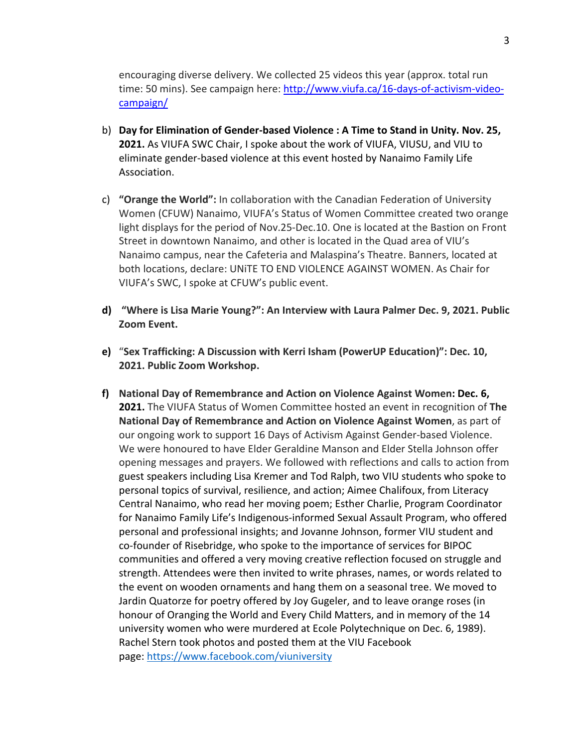encouraging diverse delivery. We collected 25 videos this year (approx. total run time: 50 mins). See campaign here: [http://www.viufa.ca/16-days-of-activism-video-campaign/](http://www.viufa.ca/16-days-of-activism-video-campaign/)

b) **Day for Elimination of Gender-based Violence : A Time to Stand in Unity. Nov. 25, 2021.** As VIUFA SWC Chair, I spoke about the work of VIUFA, VIUSU, and VIU to eliminate gender-based violence at this event hosted by Nanaimo Family Life Association.

c) **"Orange the World":** In collaboration with the Canadian Federation of University Women (CFUW) Nanaimo, VIUFA's Status of Women Committee created two orange light displays for the period of Nov.25-Dec.10. One is located at the Bastion on Front Street in downtown Nanaimo, and other is located in the Quad area of VIU's Nanaimo campus, near the Cafeteria and Malaspina's Theatre. Banners, located at both locations, declare: UNiTE TO END VIOLENCE AGAINST WOMEN. As Chair for VIUFA's SWC, I spoke at CFUW's public event.

**d) "Where is Lisa Marie Young?": An Interview with Laura Palmer Dec. 9, 2021. Public Zoom Event.**

**e)** "**Sex Trafficking: A Discussion with Kerri Isham (PowerUP Education)": Dec. 10, 2021. Public Zoom Workshop.**

**f) National Day of Remembrance and Action on Violence Against Women: Dec. 6, 2021.** The VIUFA Status of Women Committee hosted an event in recognition of **The National Day of Remembrance and Action on Violence Against Women**, as part of our ongoing work to support 16 Days of Activism Against Gender-based Violence. We were honoured to have Elder Geraldine Manson and Elder Stella Johnson offer opening messages and prayers. We followed with reflections and calls to action from guest speakers including Lisa Kremer and Tod Ralph, two VIU students who spoke to personal topics of survival, resilience, and action; Aimee Chalifoux, from Literacy Central Nanaimo, who read her moving poem; Esther Charlie, Program Coordinator for Nanaimo Family Life's Indigenous-informed Sexual Assault Program, who offered personal and professional insights; and Jovanne Johnson, former VIU student and co-founder of Risebridge, who spoke to the importance of services for BIPOC communities and offered a very moving creative reflection focused on struggle and strength. Attendees were then invited to write phrases, names, or words related to the event on wooden ornaments and hang them on a seasonal tree. We moved to Jardin Quatorze for poetry offered by Joy Gugeler, and to leave orange roses (in honour of Oranging the World and Every Child Matters, and in memory of the 14 university women who were murdered at Ecole Polytechnique on Dec. 6, 1989). Rachel Stern took photos and posted them at the VIU Facebook page: [https://www.facebook.com/viuniversity](https://www.facebook.com/viuniversity)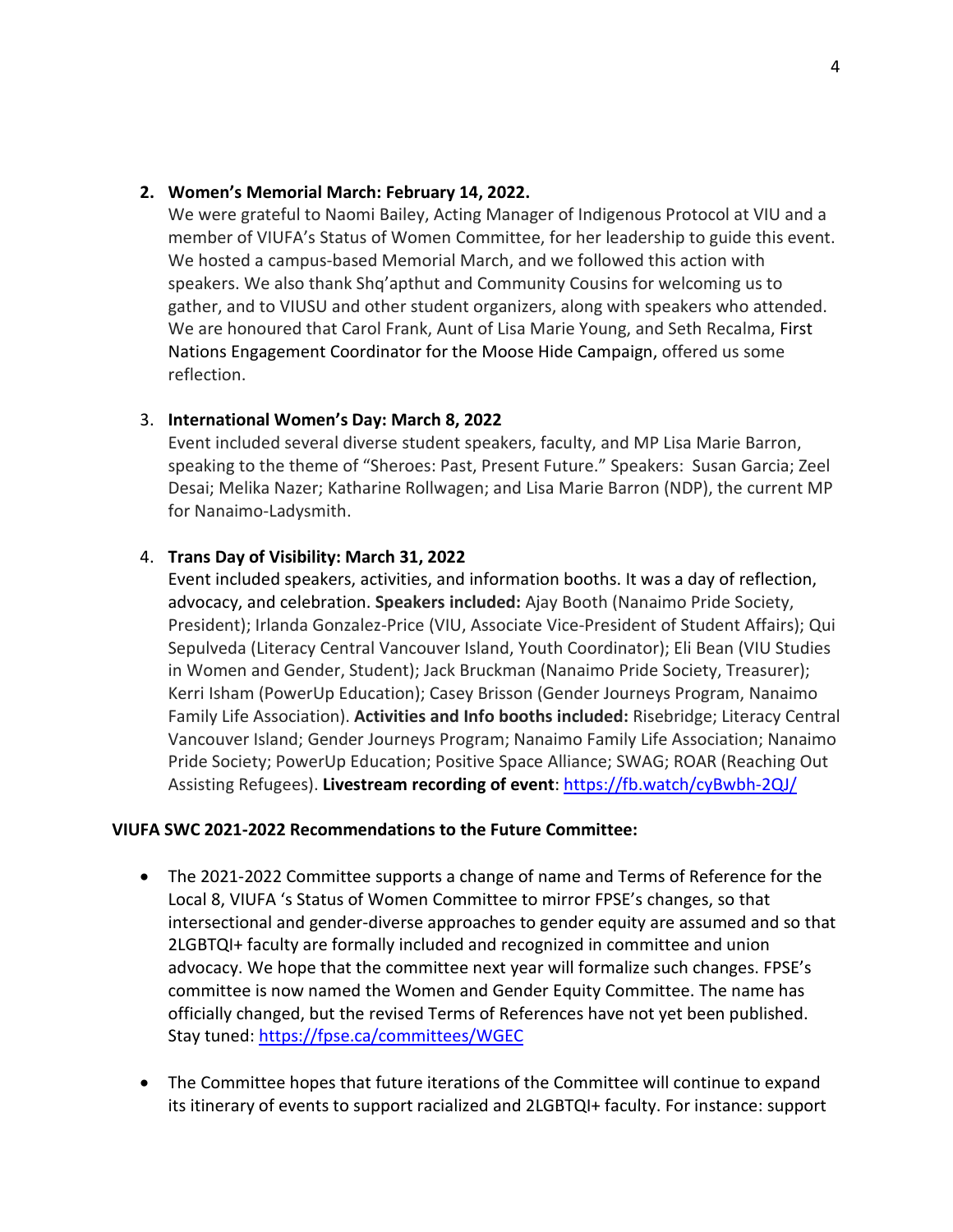2. **Women's Memorial March: February 14, 2022.**
   We were grateful to Naomi Bailey, Acting Manager of Indigenous Protocol at VIU and a member of VIUFA's Status of Women Committee, for her leadership to guide this event. We hosted a campus-based Memorial March, and we followed this action with speakers. We also thank Shq'apthut and Community Cousins for welcoming us to gather, and to VIUSU and other student organizers, along with speakers who attended. We are honoured that Carol Frank, Aunt of Lisa Marie Young, and Seth Recalma, First Nations Engagement Coordinator for the Moose Hide Campaign, offered us some reflection.

3. **International Women's Day: March 8, 2022**
   Event included several diverse student speakers, faculty, and MP Lisa Marie Barron, speaking to the theme of "Sheroes: Past, Present Future." Speakers: Susan Garcia; Zeel Desai; Melika Nazer; Katharine Rollwagen; and Lisa Marie Barron (NDP), the current MP for Nanaimo-Ladysmith.

4. **Trans Day of Visibility: March 31, 2022**
   Event included speakers, activities, and information booths. It was a day of reflection, advocacy, and celebration. **Speakers included:** Ajay Booth (Nanaimo Pride Society, President); Irlanda Gonzalez-Price (VIU, Associate Vice-President of Student Affairs); Qui Sepulveda (Literacy Central Vancouver Island, Youth Coordinator); Eli Bean (VIU Studies in Women and Gender, Student); Jack Bruckman (Nanaimo Pride Society, Treasurer); Kerri Isham (PowerUp Education); Casey Brisson (Gender Journeys Program, Nanaimo Family Life Association). **Activities and Info booths included:** Risebridge; Literacy Central Vancouver Island; Gender Journeys Program; Nanaimo Family Life Association; Nanaimo Pride Society; PowerUp Education; Positive Space Alliance; SWAG; ROAR (Reaching Out Assisting Refugees). **Livestream recording of event**: https://fb.watch/cyBwbh-2QJ/

**VIUFA SWC 2021-2022 Recommendations to the Future Committee:**

- The 2021-2022 Committee supports a change of name and Terms of Reference for the Local 8, VIUFA 's Status of Women Committee to mirror FPSE's changes, so that intersectional and gender-diverse approaches to gender equity are assumed and so that 2LGBTQI+ faculty are formally included and recognized in committee and union advocacy. We hope that the committee next year will formalize such changes. FPSE's committee is now named the Women and Gender Equity Committee. The name has officially changed, but the revised Terms of References have not yet been published. Stay tuned: https://fpse.ca/committees/WGEC

- The Committee hopes that future iterations of the Committee will continue to expand its itinerary of events to support racialized and 2LGBTQI+ faculty. For instance: support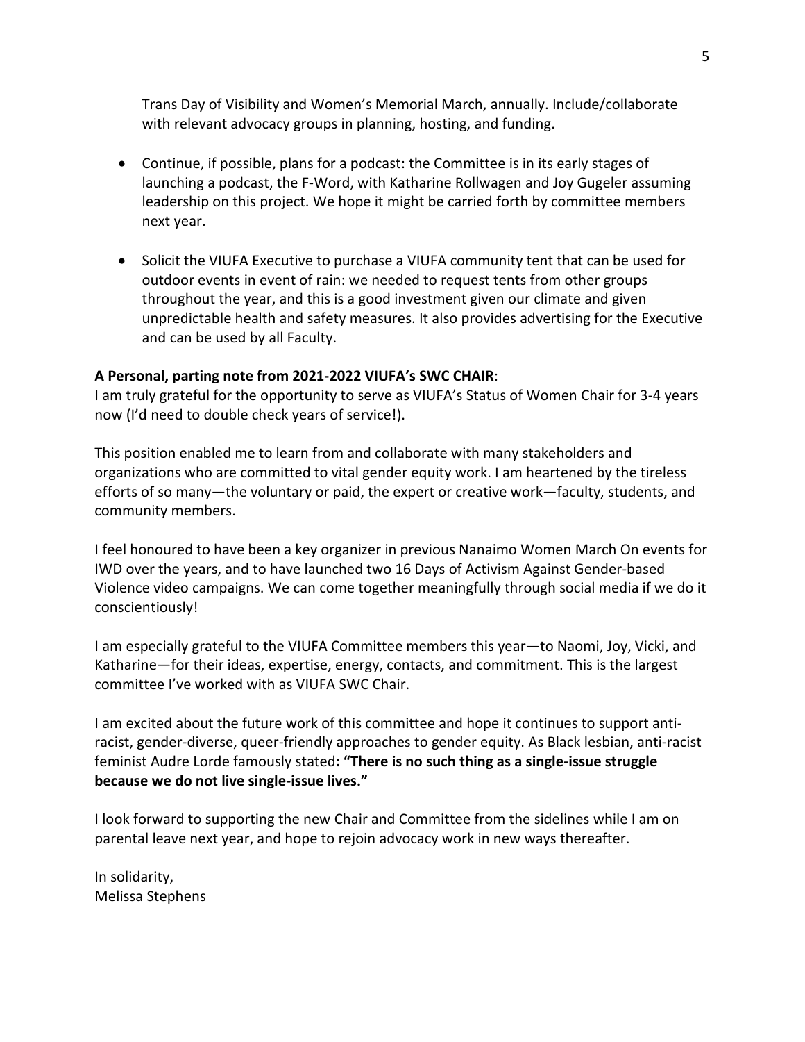Trans Day of Visibility and Women's Memorial March, annually. Include/collaborate with relevant advocacy groups in planning, hosting, and funding.

- Continue, if possible, plans for a podcast: the Committee is in its early stages of launching a podcast, the F-Word, with Katharine Rollwagen and Joy Gugeler assuming leadership on this project. We hope it might be carried forth by committee members next year.

- Solicit the VIUFA Executive to purchase a VIUFA community tent that can be used for outdoor events in event of rain: we needed to request tents from other groups throughout the year, and this is a good investment given our climate and given unpredictable health and safety measures. It also provides advertising for the Executive and can be used by all Faculty.

**A Personal, parting note from 2021-2022 VIUFA's SWC CHAIR**:

I am truly grateful for the opportunity to serve as VIUFA's Status of Women Chair for 3-4 years now (I'd need to double check years of service!).

This position enabled me to learn from and collaborate with many stakeholders and organizations who are committed to vital gender equity work. I am heartened by the tireless efforts of so many—the voluntary or paid, the expert or creative work—faculty, students, and community members.

I feel honoured to have been a key organizer in previous Nanaimo Women March On events for IWD over the years, and to have launched two 16 Days of Activism Against Gender-based Violence video campaigns. We can come together meaningfully through social media if we do it conscientiously!

I am especially grateful to the VIUFA Committee members this year—to Naomi, Joy, Vicki, and Katharine—for their ideas, expertise, energy, contacts, and commitment. This is the largest committee I've worked with as VIUFA SWC Chair.

I am excited about the future work of this committee and hope it continues to support anti-racist, gender-diverse, queer-friendly approaches to gender equity. As Black lesbian, anti-racist feminist Audre Lorde famously stated**: "There is no such thing as a single-issue struggle because we do not live single-issue lives."**

I look forward to supporting the new Chair and Committee from the sidelines while I am on parental leave next year, and hope to rejoin advocacy work in new ways thereafter.

In solidarity,
Melissa Stephens